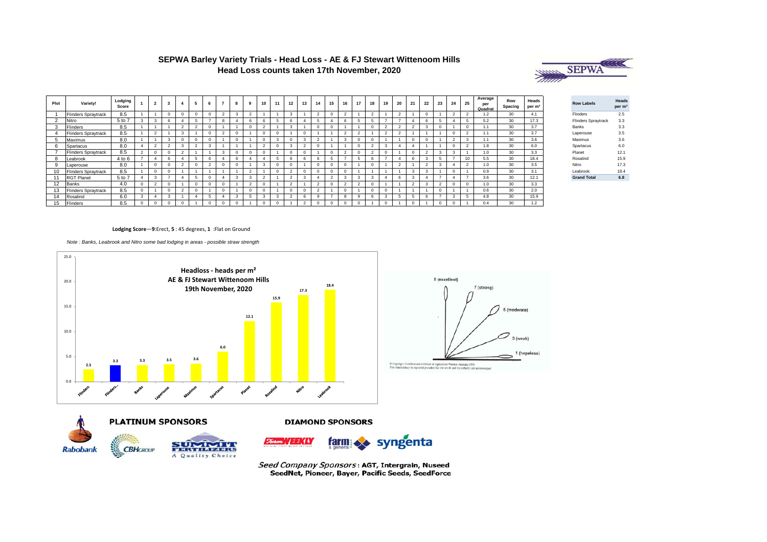# SEPWA Barley Variety Trials - Head Loss - AE & FJ Stewart Wittenoom Hills

## Head Loss counts taken 17th November, 2020

| Plot | Variety! | Lodging Score | 1 | 2 | 3 | 4 | 5 | 6 | 7 | 8 | 9 | 10 | 11 | 12 | 13 | 14 | 15 | 16 | 17 | 18 | 19 | 20 | 21 | 22 | 23 | 24 | 25 | Average per Quadrat | Row Spacing | Heads per m² |
|---|---|---|---|---|---|---|---|---|---|---|---|---|---|---|---|---|---|---|---|---|---|---|---|---|---|---|---|---|---|---|
| 1 | Flinders Spraytrack | 8.5 | 1 | 1 | 0 | 0 | 0 | 0 | 2 | 3 | 2 | 1 | 1 | 3 | 1 | 2 | 0 | 2 | 1 | 2 | 1 | 2 | 1 | 0 | 1 | 2 | 2 | 1.2 | 30 | 4.1 |
| 2 | Nitro | 5 to 7 | 3 | 3 | 6 | 4 | 5 | 7 | 8 | 4 | 6 | 6 | 5 | 6 | 4 | 5 | 4 | 6 | 5 | 5 | 7 | 7 | 4 | 6 | 5 | 4 | 5 | 5.2 | 30 | 17.3 |
| 3 | Flinders | 8.5 | 1 | 1 | 1 | 2 | 2 | 0 | 1 | 1 | 0 | 2 | 1 | 3 | 1 | 0 | 0 | 1 | 1 | 0 | 2 | 2 | 2 | 3 | 0 | 1 | 0 | 1.1 | 30 | 3.7 |
| 4 | Flinders Spraytrack | 8.5 | 1 | 2 | 1 | 3 | 1 | 0 | 2 | 0 | 1 | 0 | 0 | 1 | 0 | 1 | 1 | 2 | 2 | 1 | 2 | 2 | 1 | 1 | 1 | 0 | 2 | 1.1 | 30 | 3.7 |
| 5 | Maximus | 8.0 | 1 | 1 | 3 | 0 | 0 | 0 | 1 | 0 | 1 | 0 | 3 | 0 | 3 | 2 | 1 | 3 | 0 | 0 | 1 | 1 | 0 | 0 | 1 | 2 | 3 | 1.1 | 30 | 3.6 |
| 6 | Spartacus | 8.0 | 4 | 2 | 2 | 3 | 2 | 3 | 1 | 1 | 1 | 2 | 0 | 3 | 2 | 0 | 1 | 1 | 0 | 2 | 3 | 4 | 4 | 1 | 1 | 0 | 2 | 1.8 | 30 | 6.0 |
| 7 | Flinders Spraytrack | 8.5 | 2 | 0 | 0 | 2 | 1 | 1 | 3 | 0 | 0 | 0 | 1 | 0 | 0 | 1 | 0 | 2 | 0 | 2 | 0 | 1 | 0 | 2 | 3 | 3 | 1 | 1.0 | 30 | 3.3 |
| 8 | Leabrook | 4 to 6 | 7 | 4 | 6 | 4 | 5 | 6 | 4 | 6 | 4 | 4 | 5 | 6 | 6 | 6 | 5 | 7 | 5 | 6 | 7 | 4 | 6 | 3 | 5 | 7 | 10 | 5.5 | 30 | 18.4 |
| 9 | Laperouse | 8.0 | 1 | 0 | 0 | 2 | 0 | 2 | 0 | 0 | 1 | 3 | 0 | 0 | 1 | 0 | 0 | 0 | 1 | 0 | 1 | 2 | 1 | 2 | 3 | 4 | 2 | 1.0 | 30 | 3.5 |
| 10 | Flinders Spraytrack | 8.5 | 1 | 0 | 0 | 1 | 1 | 1 | 1 | 1 | 2 | 1 | 0 | 2 | 0 | 0 | 0 | 0 | 1 | 1 | 1 | 1 | 3 | 3 | 1 | 0 | 1 | 0.9 | 30 | 3.1 |
| 11 | RGT Planet | 5 to 7 | 4 | 3 | 7 | 4 | 5 | 0 | 4 | 3 | 3 | 2 | 1 | 2 | 3 | 4 | 2 | 3 | 3 | 3 | 4 | 6 | 3 | 4 | 7 | 4 | 7 | 3.6 | 30 | 12.1 |
| 12 | Banks | 4.0 | 0 | 2 | 0 | 1 | 0 | 0 | 0 | 1 | 2 | 0 | 1 | 2 | 1 | 2 | 0 | 2 | 2 | 0 | 1 | 1 | 2 | 3 | 2 | 0 | 0 | 1.0 | 30 | 3.3 |
| 13 | Flinders Spraytrack | 8.5 | 0 | 1 | 0 | 2 | 0 | 1 | 0 | 1 | 0 | 0 | 1 | 0 | 0 | 2 | 1 | 0 | 1 | 0 | 0 | 1 | 1 | 1 | 0 | 1 | 1 | 0.6 | 30 | 2.0 |
| 14 | Rosalind | 6.0 | 3 | 4 | 3 | 1 | 4 | 5 | 4 | 3 | 5 | 3 | 3 | 2 | 6 | 9 | 7 | 8 | 9 | 6 | 3 | 5 | 5 | 6 | 7 | 3 | 5 | 4.8 | 30 | 15.9 |
| 15 | Flinders | 8.5 | 0 | 0 | 0 | 0 | 1 | 0 | 0 | 0 | 1 | 0 | 0 | 1 | 2 | 0 | 0 | 0 | 0 | 1 | 0 | 1 | 0 | 1 | 0 | 0 | 1 | 0.4 | 30 | 1.2 |

| Row Labels | Heads per m² |
|---|---|
| Flinders | 2.5 |
| Flinders Spraytrack | 3.3 |
| Banks | 3.3 |
| Laperouse | 3.5 |
| Maximus | 3.6 |
| Spartacus | 6.0 |
| Planet | 12.1 |
| Rosalind | 15.9 |
| Nitro | 17.3 |
| Leabrook | 18.4 |
| **Grand Total** | **6.8** |

**Lodging Score**—**9**:Erect, **5** : 45 degrees, **1** :Flat on Ground

*Note : Banks, Leabrook and Nitro some bad lodging in areas - possible straw strength*

**Headloss - heads per m²**
**AE & FJ Stewart Wittenoom Hills**
**19th November, 2020**

| Variety | Heads per m² |
|---|---|
| Flinders | 2.5 |
| Flinders... | 3.3 |
| Banks | 3.3 |
| Laperouse | 3.5 |
| Maximus | 3.6 |
| Spartacus | 6.0 |
| Planet | 12.1 |
| Rosalind | 15.9 |
| Nitro | 17.3 |
| Leabrook | 18.4 |

9 (excellent)
7 (strong)
5 (moderate)
3 (weak)
1 (hopeless)

© Copyright Chief Executive Officer of Agriculture Western Australia 1999. This material may be reprinted provided that the article and the author(s) are acknowledged.

**PLATINUM SPONSORS**

Rabobank, CBH Group, Summit Fertilizers – A Quality Choice

**DIAMOND SPONSORS**

Farm Weekly, farm & general, syngenta

*Seed Company Sponsors* : **AGT, Intergrain, Nuseed, SeedNet, Pioneer, Bayer, Pacific Seeds, SeedForce**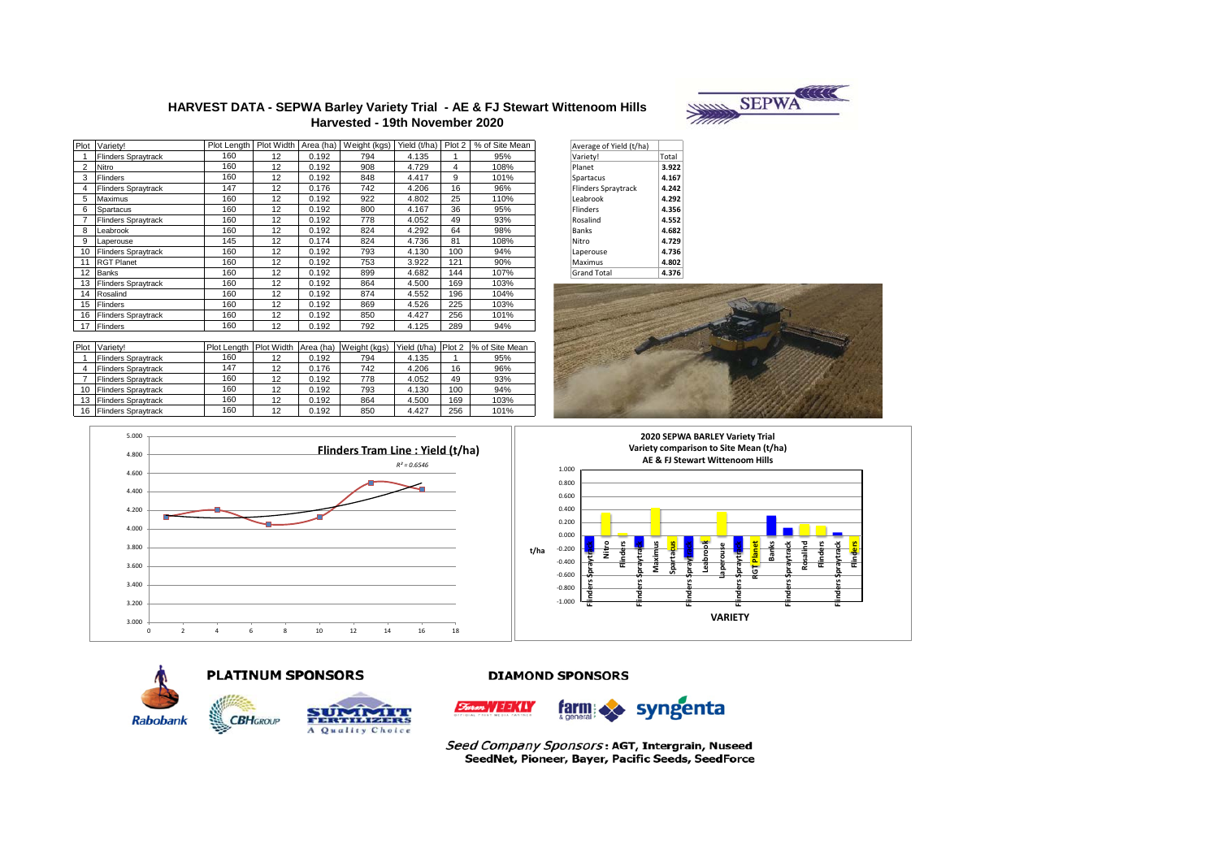# HARVEST DATA - SEPWA Barley Variety Trial - AE & FJ Stewart Wittenoom Hills
## Harvested - 19th November 2020

| Plot | Variety! | Plot Length | Plot Width | Area (ha) | Weight (kgs) | Yield (t/ha) | Plot 2 | % of Site Mean |
|---|---|---|---|---|---|---|---|---|
| 1 | Flinders Spraytrack | 160 | 12 | 0.192 | 794 | 4.135 | 1 | 95% |
| 2 | Nitro | 160 | 12 | 0.192 | 908 | 4.729 | 4 | 108% |
| 3 | Flinders | 160 | 12 | 0.192 | 848 | 4.417 | 9 | 101% |
| 4 | Flinders Spraytrack | 147 | 12 | 0.176 | 742 | 4.206 | 16 | 96% |
| 5 | Maximus | 160 | 12 | 0.192 | 922 | 4.802 | 25 | 110% |
| 6 | Spartacus | 160 | 12 | 0.192 | 800 | 4.167 | 36 | 95% |
| 7 | Flinders Spraytrack | 160 | 12 | 0.192 | 778 | 4.052 | 49 | 93% |
| 8 | Leabrook | 160 | 12 | 0.192 | 824 | 4.292 | 64 | 98% |
| 9 | Laperouse | 145 | 12 | 0.174 | 824 | 4.736 | 81 | 108% |
| 10 | Flinders Spraytrack | 160 | 12 | 0.192 | 793 | 4.130 | 100 | 94% |
| 11 | RGT Planet | 160 | 12 | 0.192 | 753 | 3.922 | 121 | 90% |
| 12 | Banks | 160 | 12 | 0.192 | 899 | 4.682 | 144 | 107% |
| 13 | Flinders Spraytrack | 160 | 12 | 0.192 | 864 | 4.500 | 169 | 103% |
| 14 | Rosalind | 160 | 12 | 0.192 | 874 | 4.552 | 196 | 104% |
| 15 | Flinders | 160 | 12 | 0.192 | 869 | 4.526 | 225 | 103% |
| 16 | Flinders Spraytrack | 160 | 12 | 0.192 | 850 | 4.427 | 256 | 101% |
| 17 | Flinders | 160 | 12 | 0.192 | 792 | 4.125 | 289 | 94% |

| Average of Yield (t/ha) | |
|---|---|
| Variety! | Total |
| Planet | 3.922 |
| Spartacus | 4.167 |
| Flinders Spraytrack | 4.242 |
| Leabrook | 4.292 |
| Flinders | 4.356 |
| Rosalind | 4.552 |
| Banks | 4.682 |
| Nitro | 4.729 |
| Laperouse | 4.736 |
| Maximus | 4.802 |
| **Grand Total** | **4.376** |

| Plot | Variety! | Plot Length | Plot Width | Area (ha) | Weight (kgs) | Yield (t/ha) | Plot 2 | % of Site Mean |
|---|---|---|---|---|---|---|---|---|
| 1 | Flinders Spraytrack | 160 | 12 | 0.192 | 794 | 4.135 | 1 | 95% |
| 4 | Flinders Spraytrack | 147 | 12 | 0.176 | 742 | 4.206 | 16 | 96% |
| 7 | Flinders Spraytrack | 160 | 12 | 0.192 | 778 | 4.052 | 49 | 93% |
| 10 | Flinders Spraytrack | 160 | 12 | 0.192 | 793 | 4.130 | 100 | 94% |
| 13 | Flinders Spraytrack | 160 | 12 | 0.192 | 864 | 4.500 | 169 | 103% |
| 16 | Flinders Spraytrack | 160 | 12 | 0.192 | 850 | 4.427 | 256 | 101% |

**Flinders Tram Line : Yield (t/ha)**

$R^2 = 0.6546$

**2020 SEPWA BARLEY Variety Trial**
**Variety comparison to Site Mean (t/ha)**
**AE & FJ Stewart Wittenoom Hills**

**PLATINUM SPONSORS**

Rabobank, CBH Group, Summit Fertilizers

**DIAMOND SPONSORS**

Farm Weekly, farm & general, syngenta

*Seed Company Sponsors*: **AGT, Intergrain, Nuseed SeedNet, Pioneer, Bayer, Pacific Seeds, SeedForce**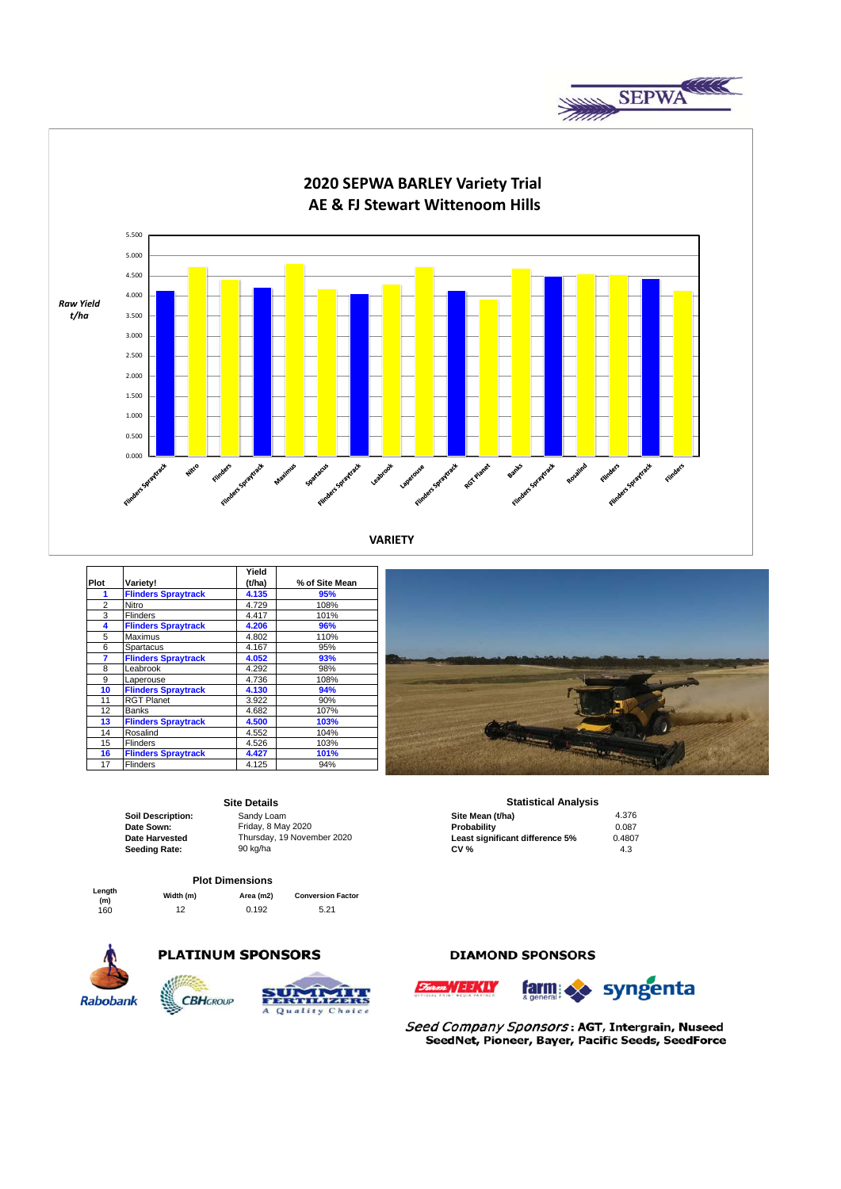# 2020 SEPWA BARLEY Variety Trial

## AE & FJ Stewart Wittenoom Hills

| Plot | Variety! | Yield (t/ha) | % of Site Mean |
|---|---|---|---|
| **1** | **Flinders Spraytrack** | **4.135** | **95%** |
| 2 | Nitro | 4.729 | 108% |
| 3 | Flinders | 4.417 | 101% |
| **4** | **Flinders Spraytrack** | **4.206** | **96%** |
| 5 | Maximus | 4.802 | 110% |
| 6 | Spartacus | 4.167 | 95% |
| **7** | **Flinders Spraytrack** | **4.052** | **93%** |
| 8 | Leabrook | 4.292 | 98% |
| 9 | Laperouse | 4.736 | 108% |
| **10** | **Flinders Spraytrack** | **4.130** | **94%** |
| 11 | RGT Planet | 3.922 | 90% |
| 12 | Banks | 4.682 | 107% |
| **13** | **Flinders Spraytrack** | **4.500** | **103%** |
| 14 | Rosalind | 4.552 | 104% |
| 15 | Flinders | 4.526 | 103% |
| **16** | **Flinders Spraytrack** | **4.427** | **101%** |
| 17 | Flinders | 4.125 | 94% |

### Site Details

| | |
|---|---|
| **Soil Description:** | Sandy Loam |
| **Date Sown:** | Friday, 8 May 2020 |
| **Date Harvested** | Thursday, 19 November 2020 |
| **Seeding Rate:** | 90 kg/ha |

### Statistical Analysis

| | |
|---|---|
| **Site Mean (t/ha)** | 4.376 |
| **Probability** | 0.087 |
| **Least significant difference 5%** | 0.4807 |
| **CV %** | 4.3 |

### Plot Dimensions

| Length (m) | Width (m) | Area (m2) | Conversion Factor |
|---|---|---|---|
| 160 | 12 | 0.192 | 5.21 |

**PLATINUM SPONSORS**

Rabobank, CBH Group, Summit Fertilizers

**DIAMOND SPONSORS**

Farm Weekly, farm & general, syngenta

*Seed Company Sponsors*: **AGT, Intergrain, Nuseed SeedNet, Pioneer, Bayer, Pacific Seeds, SeedForce**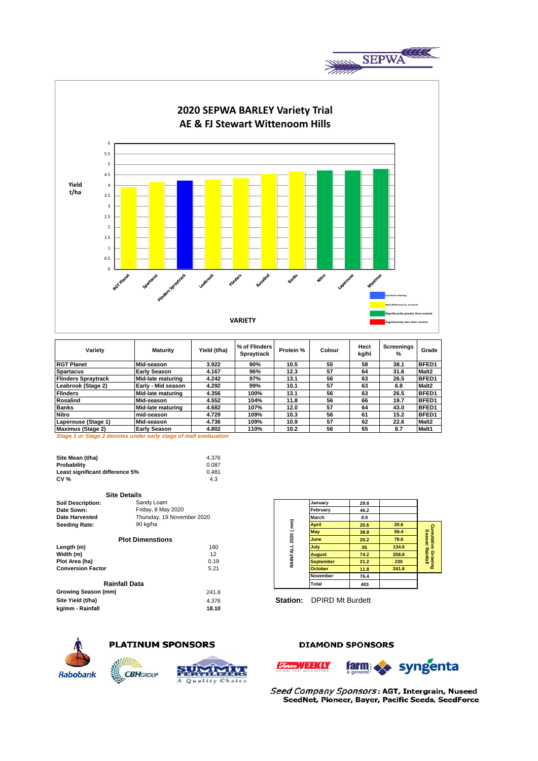SEPWA

# 2020 SEPWA BARLEY Variety Trial
## AE & FJ Stewart Wittenoom Hills

Yield t/ha

6
5.5
5
4.5
4
3.5
3
2.5
2
1.5
1
0.5
0

RGT Planet
Spartacus
Flinders Spraytrack
Leabrook
Flinders
Rosalind
Banks
Nitro
Laperouse
Maximus

VARIETY

Control Variety
Not different to control
Significantly greater than control
Significantly less than control

| Variety | Maturity | Yield (t/ha) | % of Flinders Spraytrack | Protein % | Colour | Hect kg/hl | Screenings % | Grade |
|---|---|---|---|---|---|---|---|---|
| RGT Planet | Mid-season | 3.922 | 90% | 10.5 | 55 | 58 | 38.1 | BFED1 |
| Spartacus | Early Season | 4.167 | 96% | 12.3 | 57 | 64 | 31.6 | Malt2 |
| Flinders Spraytrack | Mid-late maturing | 4.242 | 97% | 13.1 | 56 | 63 | 26.5 | BFED1 |
| Leabrook (Stage 2) | Early - Mid season | 4.292 | 99% | 10.1 | 57 | 63 | 6.8 | Malt2 |
| Flinders | Mid-late maturing | 4.356 | 100% | 13.1 | 56 | 63 | 26.5 | BFED1 |
| Rosalind | Mid-season | 4.552 | 104% | 11.8 | 56 | 66 | 19.7 | BFED1 |
| Banks | Mid-late maturing | 4.682 | 107% | 12.0 | 57 | 64 | 43.0 | BFED1 |
| Nitro | mid-season | 4.729 | 109% | 10.3 | 56 | 61 | 15.2 | BFED1 |
| Laperouse (Stage 1) | Mid-season | 4.736 | 109% | 10.9 | 57 | 62 | 22.6 | Malt2 |
| Maximus (Stage 2) | Early Season | 4.802 | 110% | 10.2 | 56 | 65 | 8.7 | Malt1 |

*Stage 1 or Stage 2 denotes under early stage of malt evelauation*

| | |
|---|---|
| **Site Mean (t/ha)** | 4.376 |
| **Probability** | 0.087 |
| **Least significant difference 5%** | 0.481 |
| **CV %** | 4.3 |

### Site Details

| | |
|---|---|
| **Soil Description:** | Sandy Loam |
| **Date Sown:** | Friday, 8 May 2020 |
| **Date Harvested** | Thursday, 19 November 2020 |
| **Seeding Rate:** | 90 kg/ha |

### Plot Dimenstions

| | |
|---|---|
| **Length (m)** | 160 |
| **Width (m)** | 12 |
| **Plot Area (ha)** | 0.19 |
| **Conversion Factor** | 5.21 |

### Rainfall Data

| | |
|---|---|
| **Growing Season (mm)** | 241.8 |
| **Site Yield (t/ha)** | 4.376 |
| **kg/mm - Rainfall** | **18.10** |

RAINFALL 2020 ( mm)

| Month | Rainfall | Cumulative Growing Season Rainfall |
|---|---|---|
| January | 29.8 | |
| February | 46.2 | |
| March | 8.8 | |
| April | 20.6 | 20.6 |
| May | 38.8 | 59.4 |
| June | 20.2 | 79.6 |
| July | 55 | 134.6 |
| August | 74.2 | 208.8 |
| September | 21.2 | 230 |
| October | 11.8 | 241.8 |
| November | 76.4 | |
| Total | 403 | |

**Station:** DPIRD Mt Burdett

**PLATINUM SPONSORS**

Rabobank CBH GROUP SUMMIT FERTILIZERS A Quality Choice

**DIAMOND SPONSORS**

Farm WEEKLY farm & general syngenta

*Seed Company Sponsors*: **AGT, Intergrain, Nuseed SeedNet, Pioneer, Bayer, Pacific Seeds, SeedForce**